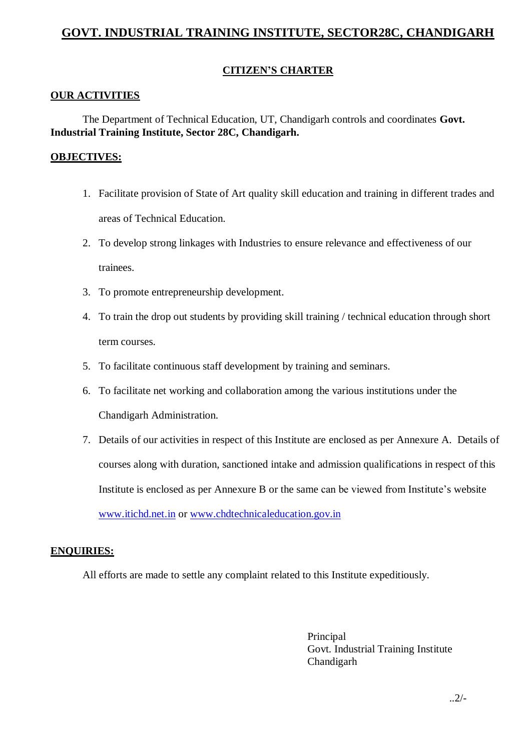# GOVT. INDUSTRIAL TRAINING INSTITUTE, SECTOR28C, CHANDIGARH

## CITIZEN'S CHARTER

### OUR ACTIVITIES

The Department of Technical Education, UT, Chandigarh controls and coordinates **Govt. Industrial Training Institute, Sector 28C, Chandigarh.**

### OBJECTIVES:

1. Facilitate provision of State of Art quality skill education and training in different trades and areas of Technical Education.
2. To develop strong linkages with Industries to ensure relevance and effectiveness of our trainees.
3. To promote entrepreneurship development.
4. To train the drop out students by providing skill training / technical education through short term courses.
5. To facilitate continuous staff development by training and seminars.
6. To facilitate net working and collaboration among the various institutions under the Chandigarh Administration.
7. Details of our activities in respect of this Institute are enclosed as per Annexure A. Details of courses along with duration, sanctioned intake and admission qualifications in respect of this Institute is enclosed as per Annexure B or the same can be viewed from Institute's website www.itichd.net.in or www.chdtechnicaleducation.gov.in

### ENQUIRIES:

All efforts are made to settle any complaint related to this Institute expeditiously.

Principal
Govt. Industrial Training Institute
Chandigarh

..2/-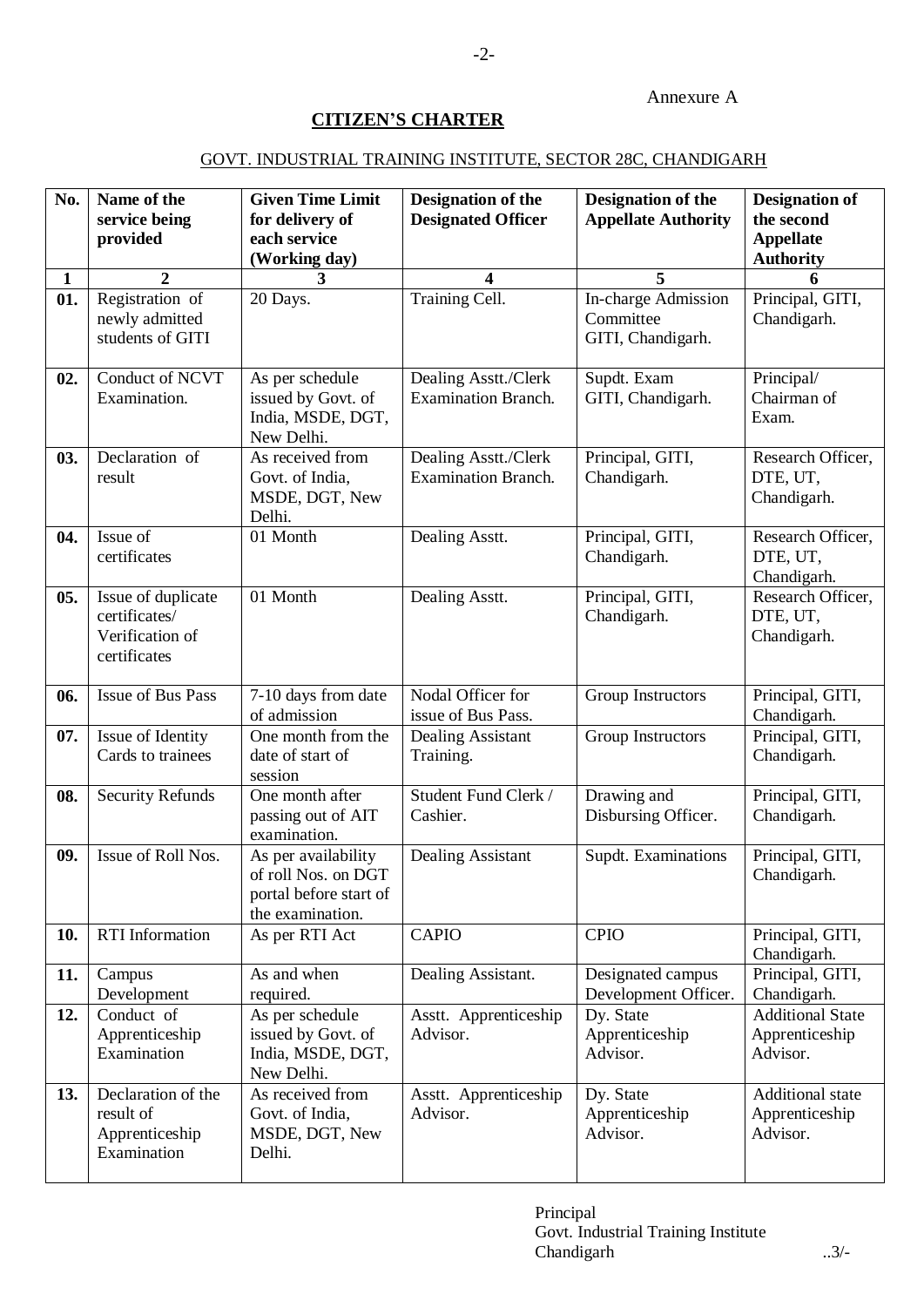Annexure A

## CITIZEN'S CHARTER

GOVT. INDUSTRIAL TRAINING INSTITUTE, SECTOR 28C, CHANDIGARH

| No. | Name of the service being provided | Given Time Limit for delivery of each service (Working day) | Designation of the Designated Officer | Designation of the Appellate Authority | Designation of the second Appellate Authority |
|---|---|---|---|---|---|
| 1 | 2 | 3 | 4 | 5 | 6 |
| 01. | Registration of newly admitted students of GITI | 20 Days. | Training Cell. | In-charge Admission Committee GITI, Chandigarh. | Principal, GITI, Chandigarh. |
| 02. | Conduct of NCVT Examination. | As per schedule issued by Govt. of India, MSDE, DGT, New Delhi. | Dealing Asstt./Clerk Examination Branch. | Supdt. Exam GITI, Chandigarh. | Principal/ Chairman of Exam. |
| 03. | Declaration of result | As received from Govt. of India, MSDE, DGT, New Delhi. | Dealing Asstt./Clerk Examination Branch. | Principal, GITI, Chandigarh. | Research Officer, DTE, UT, Chandigarh. |
| 04. | Issue of certificates | 01 Month | Dealing Asstt. | Principal, GITI, Chandigarh. | Research Officer, DTE, UT, Chandigarh. |
| 05. | Issue of duplicate certificates/ Verification of certificates | 01 Month | Dealing Asstt. | Principal, GITI, Chandigarh. | Research Officer, DTE, UT, Chandigarh. |
| 06. | Issue of Bus Pass | 7-10 days from date of admission | Nodal Officer for issue of Bus Pass. | Group Instructors | Principal, GITI, Chandigarh. |
| 07. | Issue of Identity Cards to trainees | One month from the date of start of session | Dealing Assistant Training. | Group Instructors | Principal, GITI, Chandigarh. |
| 08. | Security Refunds | One month after passing out of AIT examination. | Student Fund Clerk / Cashier. | Drawing and Disbursing Officer. | Principal, GITI, Chandigarh. |
| 09. | Issue of Roll Nos. | As per availability of roll Nos. on DGT portal before start of the examination. | Dealing Assistant | Supdt. Examinations | Principal, GITI, Chandigarh. |
| 10. | RTI Information | As per RTI Act | CAPIO | CPIO | Principal, GITI, Chandigarh. |
| 11. | Campus Development | As and when required. | Dealing Assistant. | Designated campus Development Officer. | Principal, GITI, Chandigarh. |
| 12. | Conduct of Apprenticeship Examination | As per schedule issued by Govt. of India, MSDE, DGT, New Delhi. | Asstt. Apprenticeship Advisor. | Dy. State Apprenticeship Advisor. | Additional State Apprenticeship Advisor. |
| 13. | Declaration of the result of Apprenticeship Examination | As received from Govt. of India, MSDE, DGT, New Delhi. | Asstt. Apprenticeship Advisor. | Dy. State Apprenticeship Advisor. | Additional state Apprenticeship Advisor. |

Principal
Govt. Industrial Training Institute
Chandigarh

..3/-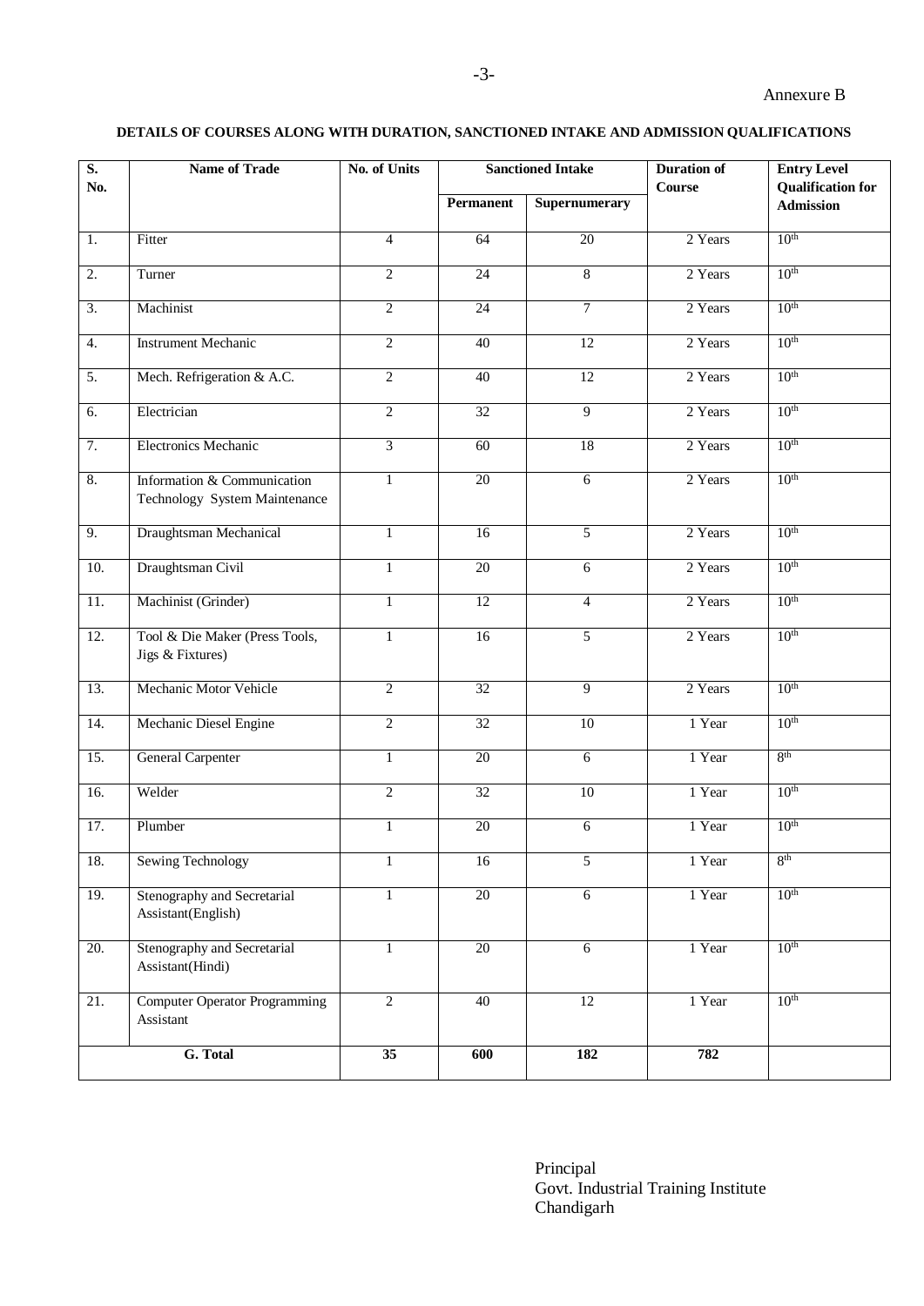Annexure B

**DETAILS OF COURSES ALONG WITH DURATION, SANCTIONED INTAKE AND ADMISSION QUALIFICATIONS**

| S. No. | Name of Trade | No. of Units | Sanctioned Intake | | Duration of Course | Entry Level Qualification for Admission |
|---|---|---|---|---|---|---|
| | | | Permanent | Supernumerary | | |
| 1. | Fitter | 4 | 64 | 20 | 2 Years | 10th |
| 2. | Turner | 2 | 24 | 8 | 2 Years | 10th |
| 3. | Machinist | 2 | 24 | 7 | 2 Years | 10th |
| 4. | Instrument Mechanic | 2 | 40 | 12 | 2 Years | 10th |
| 5. | Mech. Refrigeration & A.C. | 2 | 40 | 12 | 2 Years | 10th |
| 6. | Electrician | 2 | 32 | 9 | 2 Years | 10th |
| 7. | Electronics Mechanic | 3 | 60 | 18 | 2 Years | 10th |
| 8. | Information & Communication Technology System Maintenance | 1 | 20 | 6 | 2 Years | 10th |
| 9. | Draughtsman Mechanical | 1 | 16 | 5 | 2 Years | 10th |
| 10. | Draughtsman Civil | 1 | 20 | 6 | 2 Years | 10th |
| 11. | Machinist (Grinder) | 1 | 12 | 4 | 2 Years | 10th |
| 12. | Tool & Die Maker (Press Tools, Jigs & Fixtures) | 1 | 16 | 5 | 2 Years | 10th |
| 13. | Mechanic Motor Vehicle | 2 | 32 | 9 | 2 Years | 10th |
| 14. | Mechanic Diesel Engine | 2 | 32 | 10 | 1 Year | 10th |
| 15. | General Carpenter | 1 | 20 | 6 | 1 Year | 8th |
| 16. | Welder | 2 | 32 | 10 | 1 Year | 10th |
| 17. | Plumber | 1 | 20 | 6 | 1 Year | 10th |
| 18. | Sewing Technology | 1 | 16 | 5 | 1 Year | 8th |
| 19. | Stenography and Secretarial Assistant(English) | 1 | 20 | 6 | 1 Year | 10th |
| 20. | Stenography and Secretarial Assistant(Hindi) | 1 | 20 | 6 | 1 Year | 10th |
| 21. | Computer Operator Programming Assistant | 2 | 40 | 12 | 1 Year | 10th |
| **G. Total** | | **35** | **600** | **182** | **782** | |

Principal
Govt. Industrial Training Institute
Chandigarh